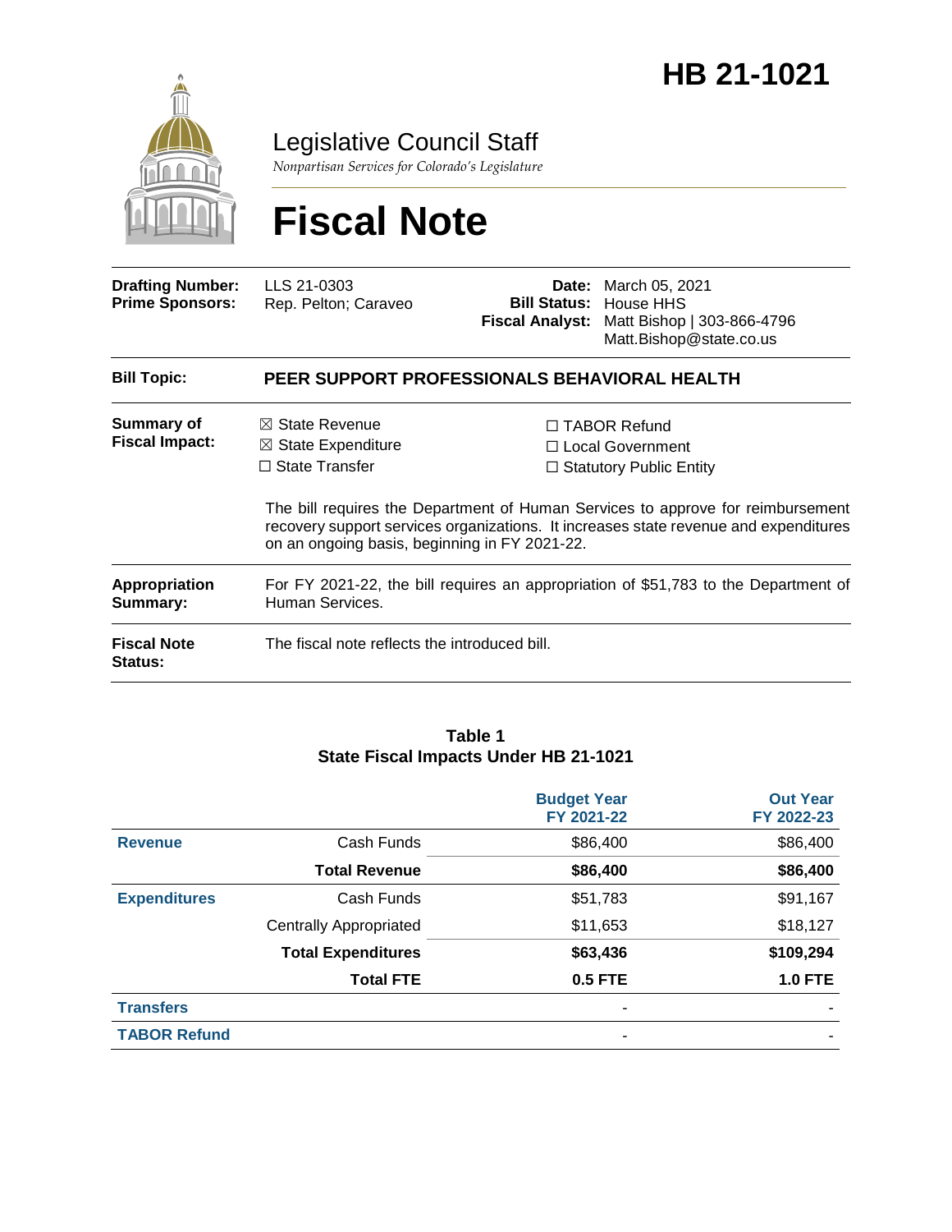# HB 21-1021

Legislative Council Staff

*Nonpartisan Services for Colorado's Legislature*

# Fiscal Note

| | | | |
|---|---|---|---|
| **Drafting Number:** | LLS 21-0303 | **Date:** | March 05, 2021 |
| **Prime Sponsors:** | Rep. Pelton; Caraveo | **Bill Status:** | House HHS |
| | | **Fiscal Analyst:** | Matt Bishop \| 303-866-4796 Matt.Bishop@state.co.us |

**Bill Topic:** **PEER SUPPORT PROFESSIONALS BEHAVIORAL HEALTH**

**Summary of Fiscal Impact:**

- ☒ State Revenue
- ☒ State Expenditure
- ☐ State Transfer
- ☐ TABOR Refund
- ☐ Local Government
- ☐ Statutory Public Entity

The bill requires the Department of Human Services to approve for reimbursement recovery support services organizations. It increases state revenue and expenditures on an ongoing basis, beginning in FY 2021-22.

**Appropriation Summary:** For FY 2021-22, the bill requires an appropriation of $51,783 to the Department of Human Services.

**Fiscal Note Status:** The fiscal note reflects the introduced bill.

**Table 1**
**State Fiscal Impacts Under HB 21-1021**

| | | Budget Year FY 2021-22 | Out Year FY 2022-23 |
|---|---|---|---|
| **Revenue** | Cash Funds | $86,400 | $86,400 |
| | **Total Revenue** | **$86,400** | **$86,400** |
| **Expenditures** | Cash Funds | $51,783 | $91,167 |
| | Centrally Appropriated | $11,653 | $18,127 |
| | **Total Expenditures** | **$63,436** | **$109,294** |
| | **Total FTE** | **0.5 FTE** | **1.0 FTE** |
| **Transfers** | | - | - |
| **TABOR Refund** | | - | - |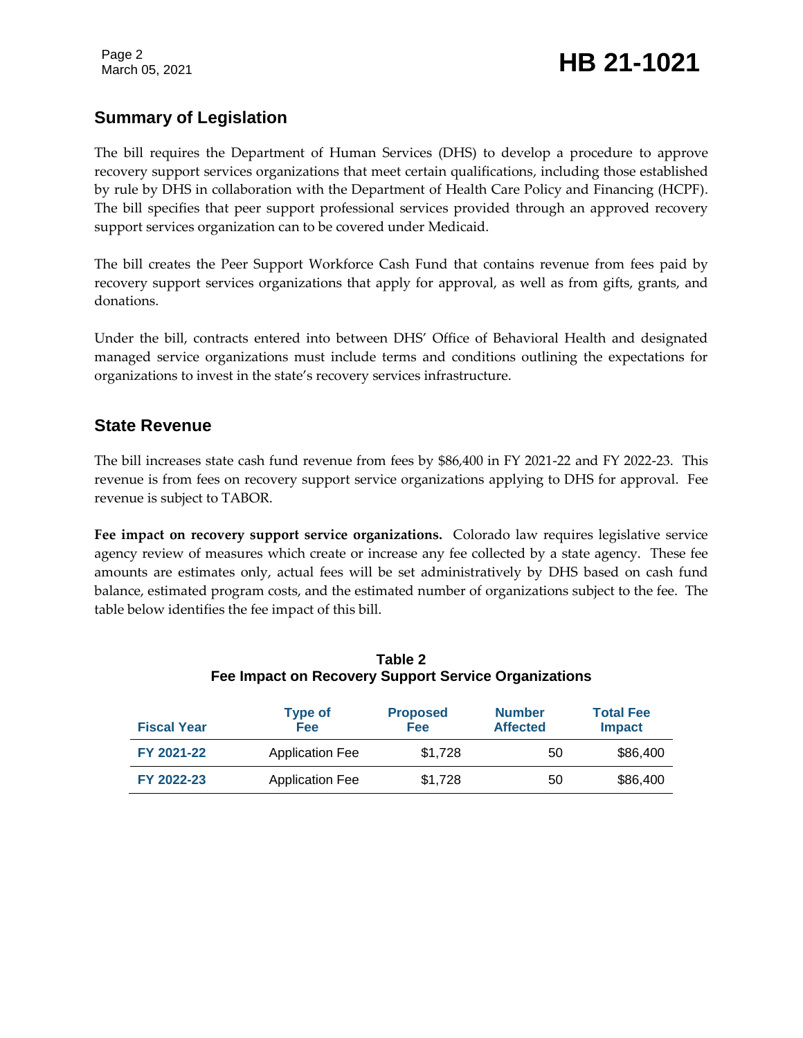## Summary of Legislation

The bill requires the Department of Human Services (DHS) to develop a procedure to approve recovery support services organizations that meet certain qualifications, including those established by rule by DHS in collaboration with the Department of Health Care Policy and Financing (HCPF). The bill specifies that peer support professional services provided through an approved recovery support services organization can to be covered under Medicaid.

The bill creates the Peer Support Workforce Cash Fund that contains revenue from fees paid by recovery support services organizations that apply for approval, as well as from gifts, grants, and donations.

Under the bill, contracts entered into between DHS' Office of Behavioral Health and designated managed service organizations must include terms and conditions outlining the expectations for organizations to invest in the state's recovery services infrastructure.

## State Revenue

The bill increases state cash fund revenue from fees by $86,400 in FY 2021-22 and FY 2022-23. This revenue is from fees on recovery support service organizations applying to DHS for approval. Fee revenue is subject to TABOR.

**Fee impact on recovery support service organizations.** Colorado law requires legislative service agency review of measures which create or increase any fee collected by a state agency. These fee amounts are estimates only, actual fees will be set administratively by DHS based on cash fund balance, estimated program costs, and the estimated number of organizations subject to the fee. The table below identifies the fee impact of this bill.

**Table 2**
**Fee Impact on Recovery Support Service Organizations**

| Fiscal Year | Type of Fee | Proposed Fee | Number Affected | Total Fee Impact |
|---|---|---|---|---|
| FY 2021-22 | Application Fee | $1,728 | 50 | $86,400 |
| FY 2022-23 | Application Fee | $1,728 | 50 | $86,400 |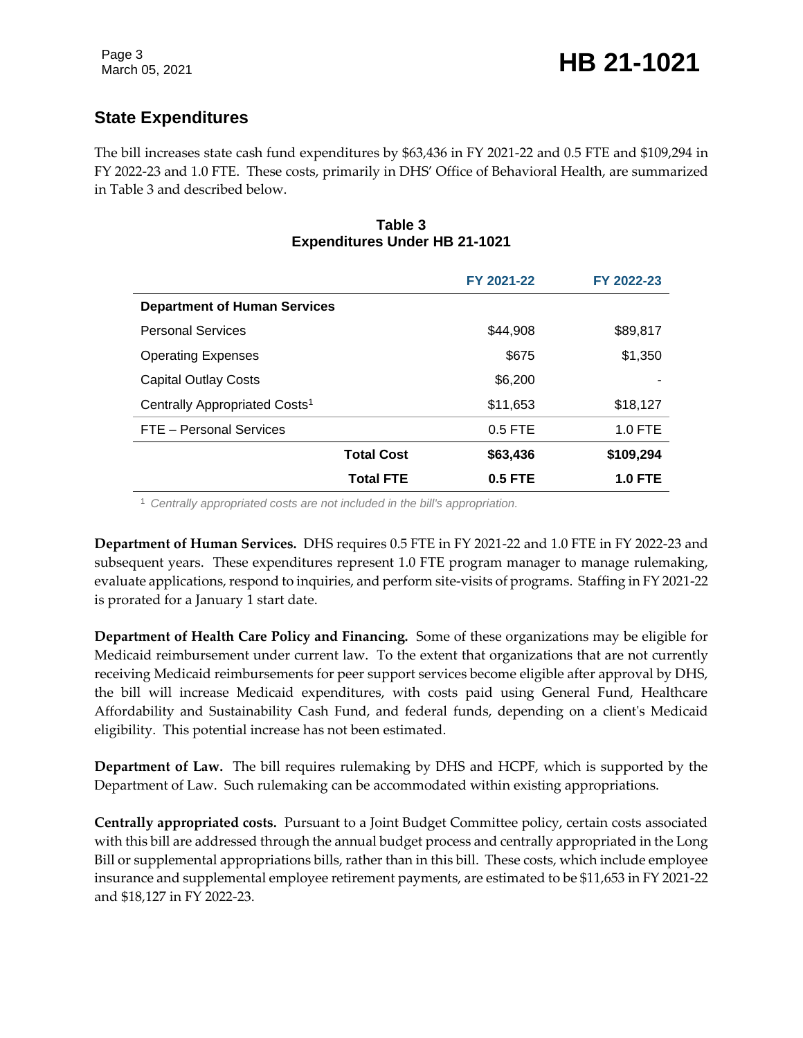## State Expenditures

The bill increases state cash fund expenditures by $63,436 in FY 2021-22 and 0.5 FTE and $109,294 in FY 2022-23 and 1.0 FTE. These costs, primarily in DHS' Office of Behavioral Health, are summarized in Table 3 and described below.

**Table 3**
**Expenditures Under HB 21-1021**

| | FY 2021-22 | FY 2022-23 |
|---|---|---|
| **Department of Human Services** | | |
| Personal Services | $44,908 | $89,817 |
| Operating Expenses | $675 | $1,350 |
| Capital Outlay Costs | $6,200 | - |
| Centrally Appropriated Costs[1] | $11,653 | $18,127 |
| FTE – Personal Services | 0.5 FTE | 1.0 FTE |
| **Total Cost** | **$63,436** | **$109,294** |
| **Total FTE** | **0.5 FTE** | **1.0 FTE** |

[1] *Centrally appropriated costs are not included in the bill's appropriation.*

**Department of Human Services.** DHS requires 0.5 FTE in FY 2021-22 and 1.0 FTE in FY 2022-23 and subsequent years. These expenditures represent 1.0 FTE program manager to manage rulemaking, evaluate applications, respond to inquiries, and perform site-visits of programs. Staffing in FY 2021-22 is prorated for a January 1 start date.

**Department of Health Care Policy and Financing.** Some of these organizations may be eligible for Medicaid reimbursement under current law. To the extent that organizations that are not currently receiving Medicaid reimbursements for peer support services become eligible after approval by DHS, the bill will increase Medicaid expenditures, with costs paid using General Fund, Healthcare Affordability and Sustainability Cash Fund, and federal funds, depending on a client's Medicaid eligibility. This potential increase has not been estimated.

**Department of Law.** The bill requires rulemaking by DHS and HCPF, which is supported by the Department of Law. Such rulemaking can be accommodated within existing appropriations.

**Centrally appropriated costs.** Pursuant to a Joint Budget Committee policy, certain costs associated with this bill are addressed through the annual budget process and centrally appropriated in the Long Bill or supplemental appropriations bills, rather than in this bill. These costs, which include employee insurance and supplemental employee retirement payments, are estimated to be $11,653 in FY 2021-22 and $18,127 in FY 2022-23.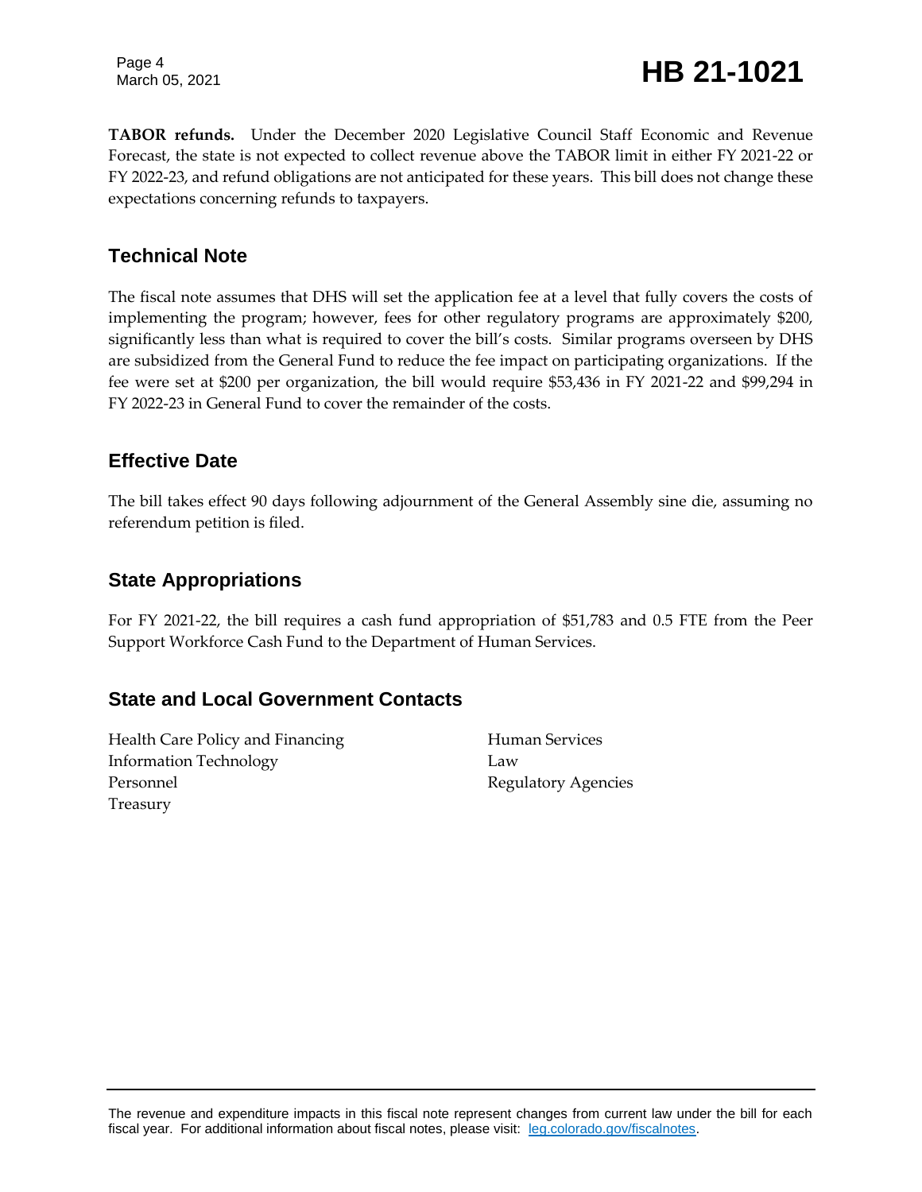**TABOR refunds.** Under the December 2020 Legislative Council Staff Economic and Revenue Forecast, the state is not expected to collect revenue above the TABOR limit in either FY 2021-22 or FY 2022-23, and refund obligations are not anticipated for these years. This bill does not change these expectations concerning refunds to taxpayers.

## Technical Note

The fiscal note assumes that DHS will set the application fee at a level that fully covers the costs of implementing the program; however, fees for other regulatory programs are approximately $200, significantly less than what is required to cover the bill's costs. Similar programs overseen by DHS are subsidized from the General Fund to reduce the fee impact on participating organizations. If the fee were set at $200 per organization, the bill would require $53,436 in FY 2021-22 and $99,294 in FY 2022-23 in General Fund to cover the remainder of the costs.

## Effective Date

The bill takes effect 90 days following adjournment of the General Assembly sine die, assuming no referendum petition is filed.

## State Appropriations

For FY 2021-22, the bill requires a cash fund appropriation of $51,783 and 0.5 FTE from the Peer Support Workforce Cash Fund to the Department of Human Services.

## State and Local Government Contacts

Health Care Policy and Financing
Human Services
Information Technology
Law
Personnel
Regulatory Agencies
Treasury

The revenue and expenditure impacts in this fiscal note represent changes from current law under the bill for each fiscal year. For additional information about fiscal notes, please visit: leg.colorado.gov/fiscalnotes.